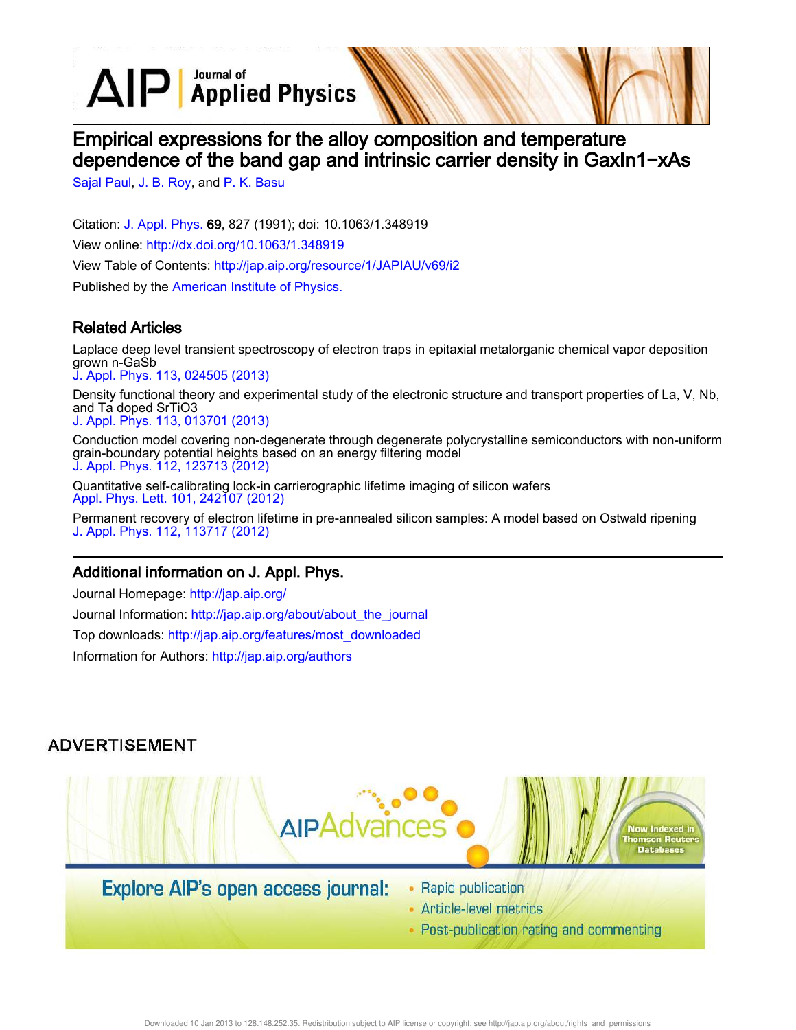# Empirical expressions for the alloy composition and temperature dependence of the band gap and intrinsic carrier density in GaxIn1−xAs

Sajal Paul, J. B. Roy, and P. K. Basu

Citation: J. Appl. Phys. **69**, 827 (1991); doi: 10.1063/1.348919

View online: http://dx.doi.org/10.1063/1.348919

View Table of Contents: http://jap.aip.org/resource/1/JAPIAU/v69/i2

Published by the American Institute of Physics.

## Related Articles

Laplace deep level transient spectroscopy of electron traps in epitaxial metalorganic chemical vapor deposition grown n-GaSb
J. Appl. Phys. 113, 024505 (2013)

Density functional theory and experimental study of the electronic structure and transport properties of La, V, Nb, and Ta doped SrTiO3
J. Appl. Phys. 113, 013701 (2013)

Conduction model covering non-degenerate through degenerate polycrystalline semiconductors with non-uniform grain-boundary potential heights based on an energy filtering model
J. Appl. Phys. 112, 123713 (2012)

Quantitative self-calibrating lock-in carrierographic lifetime imaging of silicon wafers
Appl. Phys. Lett. 101, 242107 (2012)

Permanent recovery of electron lifetime in pre-annealed silicon samples: A model based on Ostwald ripening
J. Appl. Phys. 112, 113717 (2012)

## Additional information on J. Appl. Phys.

Journal Homepage: http://jap.aip.org/

Journal Information: http://jap.aip.org/about/about_the_journal

Top downloads: http://jap.aip.org/features/most_downloaded

Information for Authors: http://jap.aip.org/authors

ADVERTISEMENT

AIP Advances

Explore AIP's open access journal:

- Rapid publication
- Article-level metrics
- Post-publication rating and commenting

Now Indexed in Thomson Reuters Databases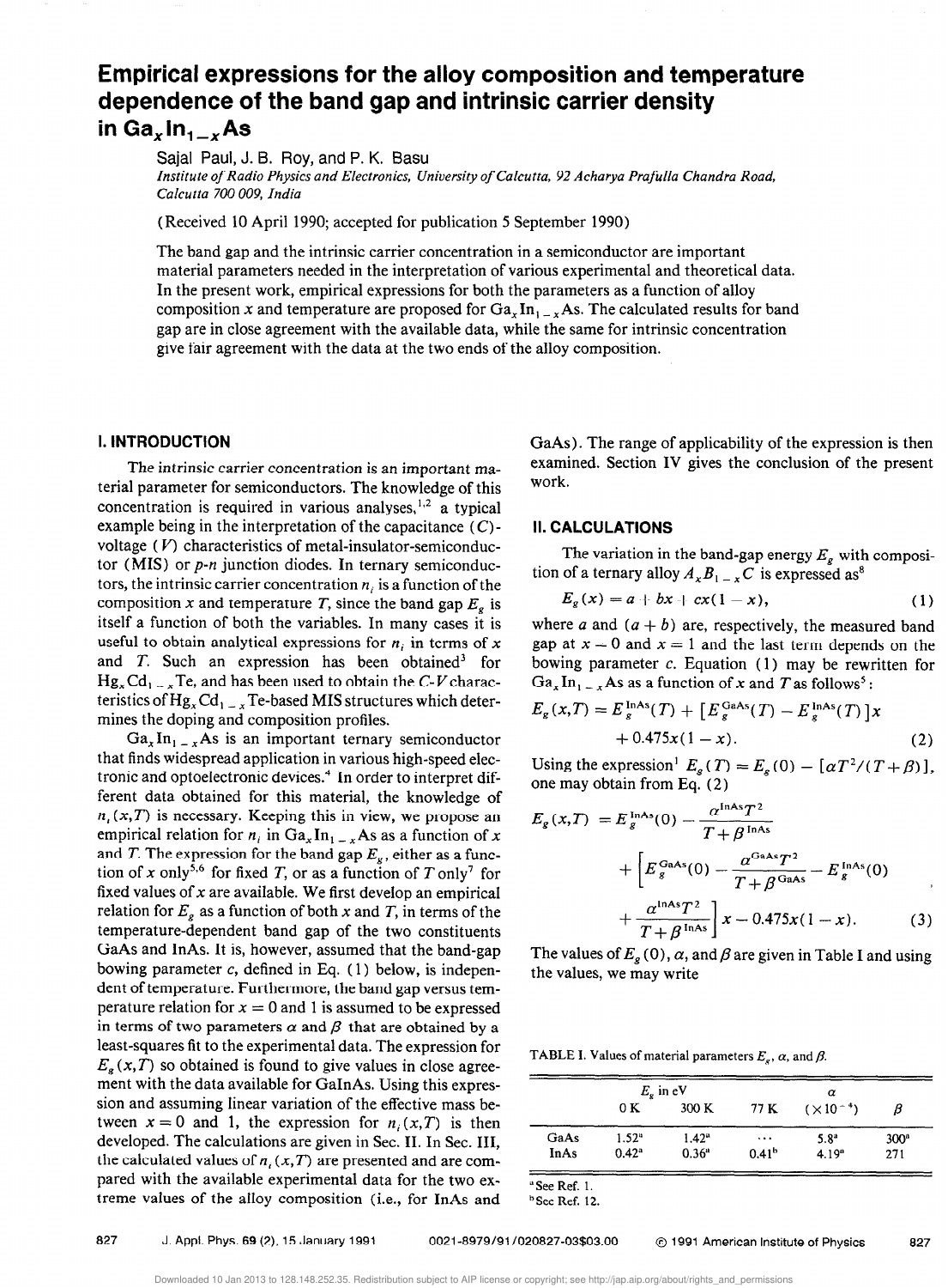# Empirical expressions for the alloy composition and temperature dependence of the band gap and intrinsic carrier density in $Ga_xIn_{1-x}As$

Sajal Paul, J. B. Roy, and P. K. Basu

*Institute of Radio Physics and Electronics, University of Calcutta, 92 Acharya Prafulla Chandra Road, Calcutta 700 009, India*

(Received 10 April 1990; accepted for publication 5 September 1990)

The band gap and the intrinsic carrier concentration in a semiconductor are important material parameters needed in the interpretation of various experimental and theoretical data. In the present work, empirical expressions for both the parameters as a function of alloy composition $x$ and temperature are proposed for $Ga_xIn_{1-x}As$. The calculated results for band gap are in close agreement with the available data, while the same for intrinsic concentration give fair agreement with the data at the two ends of the alloy composition.

## I. INTRODUCTION

The intrinsic carrier concentration is an important material parameter for semiconductors. The knowledge of this concentration is required in various analyses,[1,2] a typical example being in the interpretation of the capacitance ($C$)-voltage ($V$) characteristics of metal-insulator-semiconductor (MIS) or *p-n* junction diodes. In ternary semiconductors, the intrinsic carrier concentration $n_i$ is a function of the composition $x$ and temperature $T$, since the band gap $E_g$ is itself a function of both the variables. In many cases it is useful to obtain analytical expressions for $n_i$ in terms of $x$ and $T$. Such an expression has been obtained[3] for $Hg_xCd_{1-x}Te$, and has been used to obtain the $C$-$V$ characteristics of $Hg_xCd_{1-x}Te$-based MIS structures which determines the doping and composition profiles.

$Ga_xIn_{1-x}As$ is an important ternary semiconductor that finds widespread application in various high-speed electronic and optoelectronic devices.[4] In order to interpret different data obtained for this material, the knowledge of $n_i(x,T)$ is necessary. Keeping this in view, we propose an empirical relation for $n_i$ in $Ga_xIn_{1-x}As$ as a function of $x$ and $T$. The expression for the band gap $E_g$, either as a function of $x$ only[5,6] for fixed $T$, or as a function of $T$ only[7] for fixed values of $x$ are available. We first develop an empirical relation for $E_g$ as a function of both $x$ and $T$, in terms of the temperature-dependent band gap of the two constituents GaAs and InAs. It is, however, assumed that the band-gap bowing parameter $c$, defined in Eq. (1) below, is independent of temperature. Furthermore, the band gap versus temperature relation for $x = 0$ and 1 is assumed to be expressed in terms of two parameters $\alpha$ and $\beta$ that are obtained by a least-squares fit to the experimental data. The expression for $E_g(x,T)$ so obtained is found to give values in close agreement with the data available for GaInAs. Using this expression and assuming linear variation of the effective mass between $x = 0$ and 1, the expression for $n_i(x,T)$ is then developed. The calculations are given in Sec. II. In Sec. III, the calculated values of $n_i(x,T)$ are presented and are compared with the available experimental data for the two extreme values of the alloy composition (i.e., for InAs and GaAs). The range of applicability of the expression is then examined. Section IV gives the conclusion of the present work.

## II. CALCULATIONS

The variation in the band-gap energy $E_g$ with composition of a ternary alloy $A_xB_{1-x}C$ is expressed as[8]

$$E_g(x) = a + bx + cx(1-x), \tag{1}$$

where $a$ and $(a + b)$ are, respectively, the measured band gap at $x = 0$ and $x = 1$ and the last term depends on the bowing parameter $c$. Equation (1) may be rewritten for $Ga_xIn_{1-x}As$ as a function of $x$ and $T$ as follows[5]:

$$E_g(x,T) = E_g^{\mathrm{InAs}}(T) + [E_g^{\mathrm{GaAs}}(T) - E_g^{\mathrm{InAs}}(T)]x + 0.475x(1-x). \tag{2}$$

Using the expression[1] $E_g(T) = E_g(0) - [\alpha T^2/(T+\beta)]$, one may obtain from Eq. (2)

$$E_g(x,T) = E_g^{\mathrm{InAs}}(0) - \frac{\alpha^{\mathrm{InAs}}T^2}{T+\beta^{\mathrm{InAs}}} + \left[E_g^{\mathrm{GaAs}}(0) - \frac{\alpha^{\mathrm{GaAs}}T^2}{T+\beta^{\mathrm{GaAs}}} - E_g^{\mathrm{InAs}}(0) + \frac{\alpha^{\mathrm{InAs}}T^2}{T+\beta^{\mathrm{InAs}}}\right]x - 0.475x(1-x). \tag{3}$$

The values of $E_g(0)$, $\alpha$, and $\beta$ are given in Table I and using the values, we may write

TABLE I. Values of material parameters $E_g$, $\alpha$, and $\beta$.

| | $E_g$ in eV | | | $\alpha$ | |
|---|---|---|---|---|---|
| | 0 K | 300 K | 77 K | $(\times 10^{-4})$ | $\beta$ |
| GaAs | 1.52[a] | 1.42[a] | ... | 5.8[a] | 300[a] |
| InAs | 0.42[a] | 0.36[a] | 0.41[b] | 4.19[a] | 271 |

[a] See Ref. 1.
[b] See Ref. 12.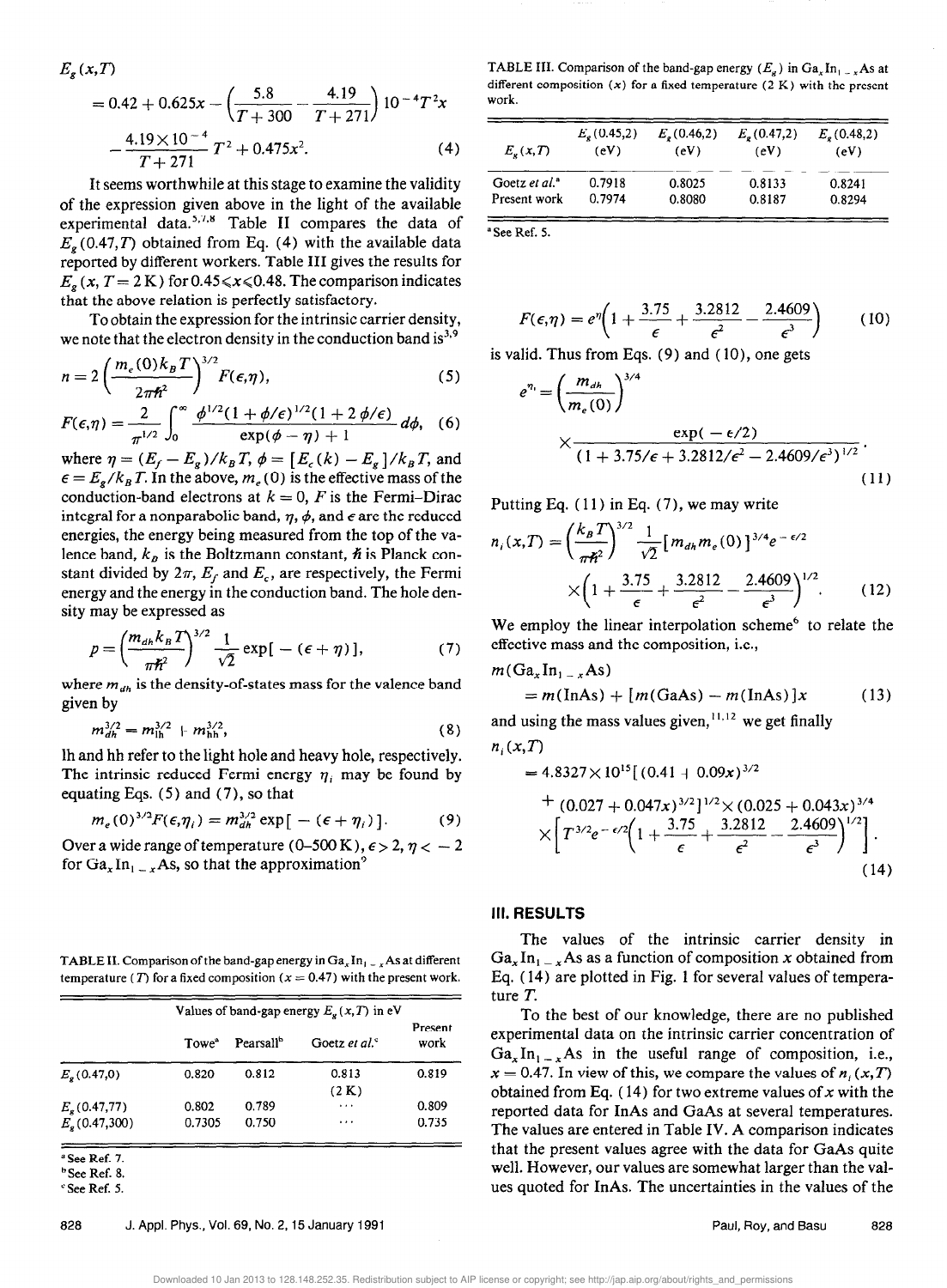$$E_g(x,T) = 0.42 + 0.625x - \left(\frac{5.8}{T+300} - \frac{4.19}{T+271}\right)10^{-4}T^2x - \frac{4.19\times10^{-4}}{T+271}T^2 + 0.475x^2. \quad (4)$$

It seems worthwhile at this stage to examine the validity of the expression given above in the light of the available experimental data.[5,7,8] Table II compares the data of $E_g(0.47,T)$ obtained from Eq. (4) with the available data reported by different workers. Table III gives the results for $E_g(x, T = 2\text{ K})$ for $0.45 \leqslant x \leqslant 0.48$. The comparison indicates that the above relation is perfectly satisfactory.

To obtain the expression for the intrinsic carrier density, we note that the electron density in the conduction band is[3,9]

$$n = 2\left(\frac{m_e(0)k_BT}{2\pi\hbar^2}\right)^{3/2}F(\epsilon,\eta), \quad (5)$$

$$F(\epsilon,\eta) = \frac{2}{\pi^{1/2}}\int_0^\infty \frac{\phi^{1/2}(1+\phi/\epsilon)^{1/2}(1+2\phi/\epsilon)}{\exp(\phi-\eta)+1}d\phi, \quad (6)$$

where $\eta = (E_f - E_g)/k_BT$, $\phi = [E_c(k) - E_g]/k_BT$, and $\epsilon = E_g/k_BT$. In the above, $m_e(0)$ is the effective mass of the conduction-band electrons at $k = 0$, $F$ is the Fermi–Dirac integral for a nonparabolic band, $\eta$, $\phi$, and $\epsilon$ are the reduced energies, the energy being measured from the top of the valence band, $k_B$ is the Boltzmann constant, $\hbar$ is Planck constant divided by $2\pi$, $E_f$ and $E_c$, are respectively, the Fermi energy and the energy in the conduction band. The hole density may be expressed as

$$p = \left(\frac{m_{dh}k_BT}{\pi\hbar^2}\right)^{3/2}\frac{1}{\sqrt{2}}\exp[-(\epsilon+\eta)], \quad (7)$$

where $m_{dh}$ is the density-of-states mass for the valence band given by

$$m_{dh}^{3/2} = m_{lh}^{3/2} + m_{hh}^{3/2}, \quad (8)$$

lh and hh refer to the light hole and heavy hole, respectively. The intrinsic reduced Fermi energy $\eta_i$ may be found by equating Eqs. (5) and (7), so that

$$m_e(0)^{3/2}F(\epsilon,\eta_i) = m_{dh}^{3/2}\exp[-(\epsilon+\eta_i)]. \quad (9)$$

Over a wide range of temperature (0–500 K), $\epsilon > 2$, $\eta < -2$ for $Ga_xIn_{1-x}As$, so that the approximation[9]

$$F(\epsilon,\eta) = e^\eta\left(1 + \frac{3.75}{\epsilon} + \frac{3.2812}{\epsilon^2} - \frac{2.4609}{\epsilon^3}\right) \quad (10)$$

is valid. Thus from Eqs. (9) and (10), one gets

$$e^{\eta_i} = \left(\frac{m_{dh}}{m_e(0)}\right)^{3/4} \times \frac{\exp(-\epsilon/2)}{(1 + 3.75/\epsilon + 3.2812/\epsilon^2 - 2.4609/\epsilon^3)^{1/2}}. \quad (11)$$

Putting Eq. (11) in Eq. (7), we may write

$$n_i(x,T) = \left(\frac{k_BT}{\pi\hbar^2}\right)^{3/2}\frac{1}{\sqrt{2}}[m_{dh}m_e(0)]^{3/4}e^{-\epsilon/2} \times\left(1 + \frac{3.75}{\epsilon} + \frac{3.2812}{\epsilon^2} - \frac{2.4609}{\epsilon^3}\right)^{1/2}. \quad (12)$$

We employ the linear interpolation scheme[6] to relate the effective mass and the composition, i.e.,

$$m(Ga_xIn_{1-x}As) = m(\text{InAs}) + [m(\text{GaAs}) - m(\text{InAs})]x \quad (13)$$

and using the mass values given,[11,12] we get finally

$$n_i(x,T) = 4.8327\times10^{15}[(0.41+0.09x)^{3/2} + (0.027+0.047x)^{3/2}]^{1/2}\times(0.025+0.043x)^{3/4} \times\left[T^{3/2}e^{-\epsilon/2}\left(1 + \frac{3.75}{\epsilon} + \frac{3.2812}{\epsilon^2} - \frac{2.4609}{\epsilon^3}\right)^{1/2}\right]. \quad (14)$$

TABLE II. Comparison of the band-gap energy in $Ga_xIn_{1-x}As$ at different temperature ($T$) for a fixed composition ($x = 0.47$) with the present work.

| | Values of band-gap energy $E_g(x,T)$ in eV | | | |
|---|---|---|---|---|
| | Towe[a] | Pearsall[b] | Goetz *et al.*[c] | Present work |
| $E_g(0.47,0)$ | 0.820 | 0.812 | 0.813 (2 K) | 0.819 |
| $E_g(0.47,77)$ | 0.802 | 0.789 | ··· | 0.809 |
| $E_g(0.47,300)$ | 0.7305 | 0.750 | ··· | 0.735 |

[a] See Ref. 7.
[b] See Ref. 8.
[c] See Ref. 5.

TABLE III. Comparison of the band-gap energy ($E_g$) in $Ga_xIn_{1-x}As$ at different composition ($x$) for a fixed temperature (2 K) with the present work.

| $E_g(x,T)$ | $E_g(0.45,2)$ (eV) | $E_g(0.46,2)$ (eV) | $E_g(0.47,2)$ (eV) | $E_g(0.48,2)$ (eV) |
|---|---|---|---|---|
| Goetz *et al.*[a] | 0.7918 | 0.8025 | 0.8133 | 0.8241 |
| Present work | 0.7974 | 0.8080 | 0.8187 | 0.8294 |

[a] See Ref. 5.

## III. RESULTS

The values of the intrinsic carrier density in $Ga_xIn_{1-x}As$ as a function of composition $x$ obtained from Eq. (14) are plotted in Fig. 1 for several values of temperature $T$.

To the best of our knowledge, there are no published experimental data on the intrinsic carrier concentration of $Ga_xIn_{1-x}As$ in the useful range of composition, i.e., $x = 0.47$. In view of this, we compare the values of $n_i(x,T)$ obtained from Eq. (14) for two extreme values of $x$ with the reported data for InAs and GaAs at several temperatures. The values are entered in Table IV. A comparison indicates that the present values agree with the data for GaAs quite well. However, our values are somewhat larger than the values quoted for InAs. The uncertainties in the values of the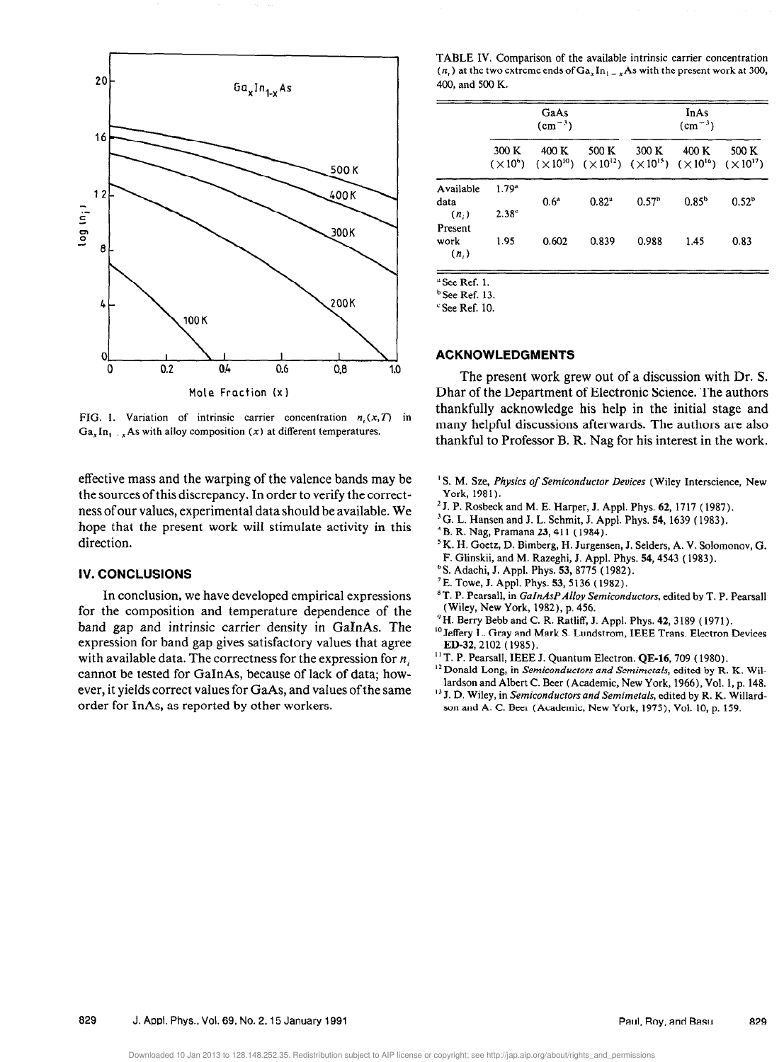Ga$_x$In$_{1-x}$As

20

16

12

8

4

0

log (n$_i$)

0 0.2 0.4 0.6 0.8 1.0

Mole Fraction (x)

500 K

400 K

300K

200K

100 K

FIG. 1. Variation of intrinsic carrier concentration $n_i(x,T)$ in $Ga_xIn_{1-x}As$ with alloy composition ($x$) at different temperatures.

effective mass and the warping of the valence bands may be the sources of this discrepancy. In order to verify the correctness of our values, experimental data should be available. We hope that the present work will stimulate activity in this direction.

## IV. CONCLUSIONS

In conclusion, we have developed empirical expressions for the composition and temperature dependence of the band gap and intrinsic carrier density in GaInAs. The expression for band gap gives satisfactory values that agree with available data. The correctness for the expression for $n_i$ cannot be tested for GaInAs, because of lack of data; however, it yields correct values for GaAs, and values of the same order for InAs, as reported by other workers.

TABLE IV. Comparison of the available intrinsic carrier concentration ($n_i$) at the two extreme ends of $Ga_xIn_{1-x}As$ with the present work at 300, 400, and 500 K.

| | GaAs (cm$^{-3}$) | | | InAs (cm$^{-3}$) | | |
|---|---|---|---|---|---|---|
| | 300 K ($\times 10^6$) | 400 K ($\times 10^{10}$) | 500 K ($\times 10^{12}$) | 300 K ($\times 10^{15}$) | 400 K ($\times 10^{16}$) | 500 K ($\times 10^{17}$) |
| Available data ($n_i$) | 1.79[a] 2.38[c] | 0.6[a] | 0.82[a] | 0.57[b] | 0.85[b] | 0.52[b] |
| Present work ($n_i$) | 1.95 | 0.602 | 0.839 | 0.988 | 1.45 | 0.83 |

[a] See Ref. 1.
[b] See Ref. 13.
[c] See Ref. 10.

## ACKNOWLEDGMENTS

The present work grew out of a discussion with Dr. S. Dhar of the Department of Electronic Science. The authors thankfully acknowledge his help in the initial stage and many helpful discussions afterwards. The authors are also thankful to Professor B. R. Nag for his interest in the work.

[1] S. M. Sze, *Physics of Semiconductor Devices* (Wiley Interscience, New York, 1981).
[2] J. P. Rosbeck and M. E. Harper, J. Appl. Phys. **62**, 1717 (1987).
[3] G. L. Hansen and J. L. Schmit, J. Appl. Phys. **54**, 1639 (1983).
[4] B. R. Nag, Pramana **23**, 411 (1984).
[5] K. H. Goetz, D. Bimberg, H. Jurgensen, J. Selders, A. V. Solomonov, G. F. Glinskii, and M. Razeghi, J. Appl. Phys. **54**, 4543 (1983).
[6] S. Adachi, J. Appl. Phys. **53**, 8775 (1982).
[7] E. Towe, J. Appl. Phys. **53**, 5136 (1982).
[8] T. P. Pearsall, in *GaInAsP Alloy Semiconductors*, edited by T. P. Pearsall (Wiley, New York, 1982), p. 456.
[9] H. Berry Bebb and C. R. Ratliff, J. Appl. Phys. **42**, 3189 (1971).
[10] Jeffery L. Gray and Mark S. Lundstrom, IEEE Trans. Electron Devices **ED-32**, 2102 (1985).
[11] T. P. Pearsall, IEEE J. Quantum Electron. **QE-16**, 709 (1980).
[12] Donald Long, in *Semiconductors and Semimetals*, edited by R. K. Willardson and Albert C. Beer (Academic, New York, 1966), Vol. 1, p. 148.
[13] J. D. Wiley, in *Semiconductors and Semimetals*, edited by R. K. Willardson and A. C. Beer (Academic, New York, 1975), Vol. 10, p. 159.